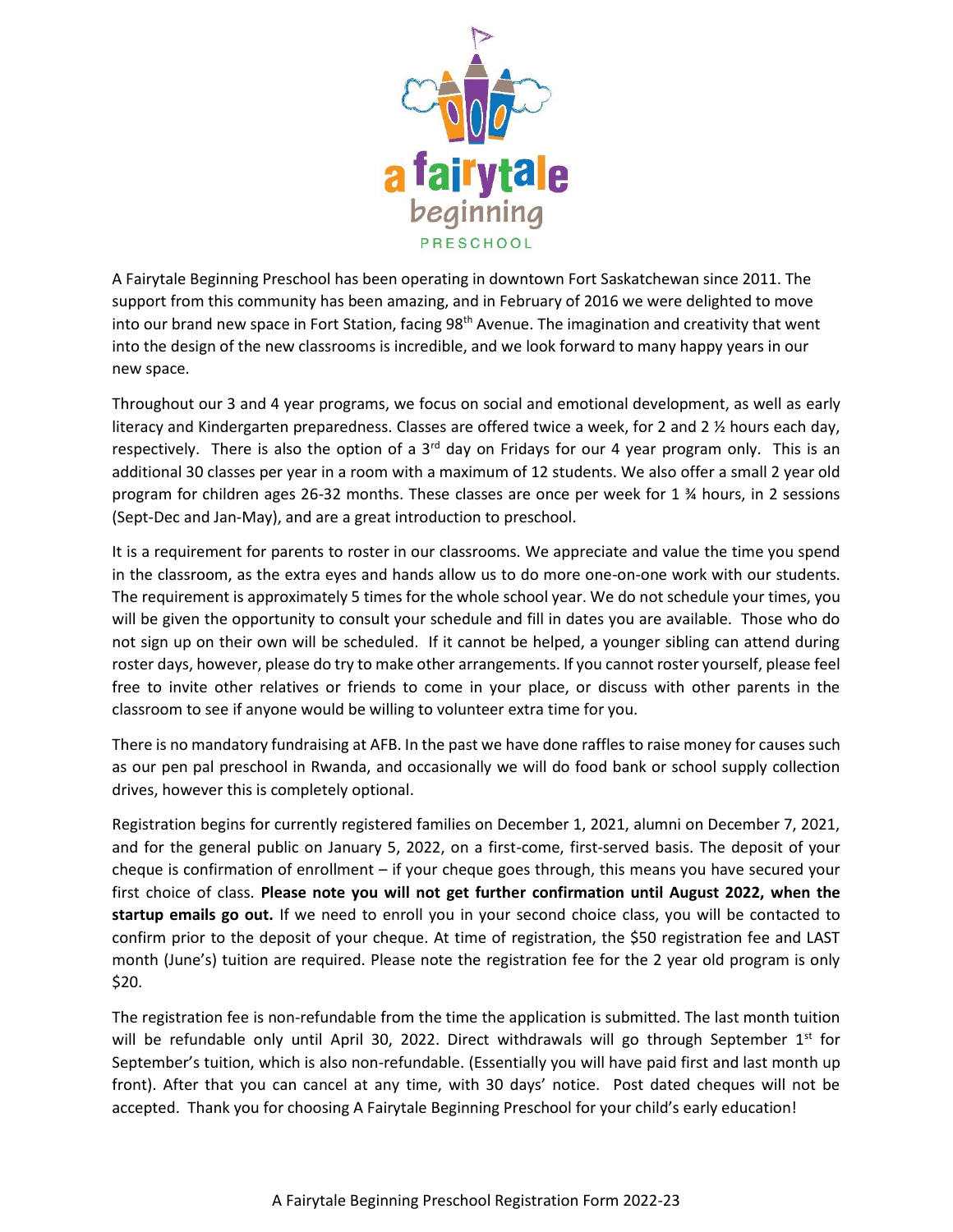a fairytale beginning

PRESCHOOL

A Fairytale Beginning Preschool has been operating in downtown Fort Saskatchewan since 2011. The support from this community has been amazing, and in February of 2016 we were delighted to move into our brand new space in Fort Station, facing 98th Avenue. The imagination and creativity that went into the design of the new classrooms is incredible, and we look forward to many happy years in our new space.

Throughout our 3 and 4 year programs, we focus on social and emotional development, as well as early literacy and Kindergarten preparedness. Classes are offered twice a week, for 2 and 2 ½ hours each day, respectively. There is also the option of a 3rd day on Fridays for our 4 year program only. This is an additional 30 classes per year in a room with a maximum of 12 students. We also offer a small 2 year old program for children ages 26-32 months. These classes are once per week for 1 ¾ hours, in 2 sessions (Sept-Dec and Jan-May), and are a great introduction to preschool.

It is a requirement for parents to roster in our classrooms. We appreciate and value the time you spend in the classroom, as the extra eyes and hands allow us to do more one-on-one work with our students. The requirement is approximately 5 times for the whole school year. We do not schedule your times, you will be given the opportunity to consult your schedule and fill in dates you are available. Those who do not sign up on their own will be scheduled. If it cannot be helped, a younger sibling can attend during roster days, however, please do try to make other arrangements. If you cannot roster yourself, please feel free to invite other relatives or friends to come in your place, or discuss with other parents in the classroom to see if anyone would be willing to volunteer extra time for you.

There is no mandatory fundraising at AFB. In the past we have done raffles to raise money for causes such as our pen pal preschool in Rwanda, and occasionally we will do food bank or school supply collection drives, however this is completely optional.

Registration begins for currently registered families on December 1, 2021, alumni on December 7, 2021, and for the general public on January 5, 2022, on a first-come, first-served basis. The deposit of your cheque is confirmation of enrollment – if your cheque goes through, this means you have secured your first choice of class. **Please note you will not get further confirmation until August 2022, when the startup emails go out.** If we need to enroll you in your second choice class, you will be contacted to confirm prior to the deposit of your cheque. At time of registration, the $50 registration fee and LAST month (June's) tuition are required. Please note the registration fee for the 2 year old program is only $20.

The registration fee is non-refundable from the time the application is submitted. The last month tuition will be refundable only until April 30, 2022. Direct withdrawals will go through September 1st for September's tuition, which is also non-refundable. (Essentially you will have paid first and last month up front). After that you can cancel at any time, with 30 days' notice. Post dated cheques will not be accepted. Thank you for choosing A Fairytale Beginning Preschool for your child's early education!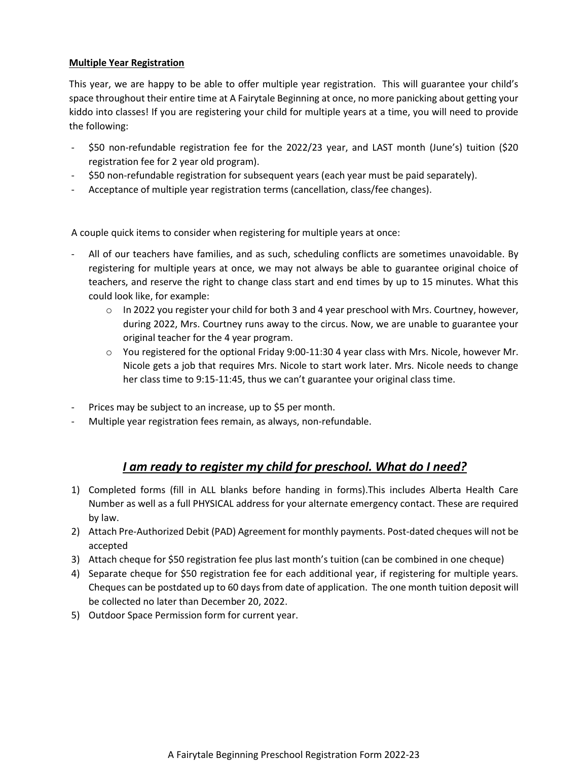**Multiple Year Registration**

This year, we are happy to be able to offer multiple year registration. This will guarantee your child's space throughout their entire time at A Fairytale Beginning at once, no more panicking about getting your kiddo into classes! If you are registering your child for multiple years at a time, you will need to provide the following:

- $50 non-refundable registration fee for the 2022/23 year, and LAST month (June's) tuition ($20 registration fee for 2 year old program).
- $50 non-refundable registration for subsequent years (each year must be paid separately).
- Acceptance of multiple year registration terms (cancellation, class/fee changes).

A couple quick items to consider when registering for multiple years at once:

- All of our teachers have families, and as such, scheduling conflicts are sometimes unavoidable. By registering for multiple years at once, we may not always be able to guarantee original choice of teachers, and reserve the right to change class start and end times by up to 15 minutes. What this could look like, for example:
  - In 2022 you register your child for both 3 and 4 year preschool with Mrs. Courtney, however, during 2022, Mrs. Courtney runs away to the circus. Now, we are unable to guarantee your original teacher for the 4 year program.
  - You registered for the optional Friday 9:00-11:30 4 year class with Mrs. Nicole, however Mr. Nicole gets a job that requires Mrs. Nicole to start work later. Mrs. Nicole needs to change her class time to 9:15-11:45, thus we can't guarantee your original class time.
- Prices may be subject to an increase, up to $5 per month.
- Multiple year registration fees remain, as always, non-refundable.

## ***I am ready to register my child for preschool. What do I need?***

1) Completed forms (fill in ALL blanks before handing in forms).This includes Alberta Health Care Number as well as a full PHYSICAL address for your alternate emergency contact. These are required by law.
2) Attach Pre-Authorized Debit (PAD) Agreement for monthly payments. Post-dated cheques will not be accepted
3) Attach cheque for $50 registration fee plus last month's tuition (can be combined in one cheque)
4) Separate cheque for $50 registration fee for each additional year, if registering for multiple years. Cheques can be postdated up to 60 days from date of application. The one month tuition deposit will be collected no later than December 20, 2022.
5) Outdoor Space Permission form for current year.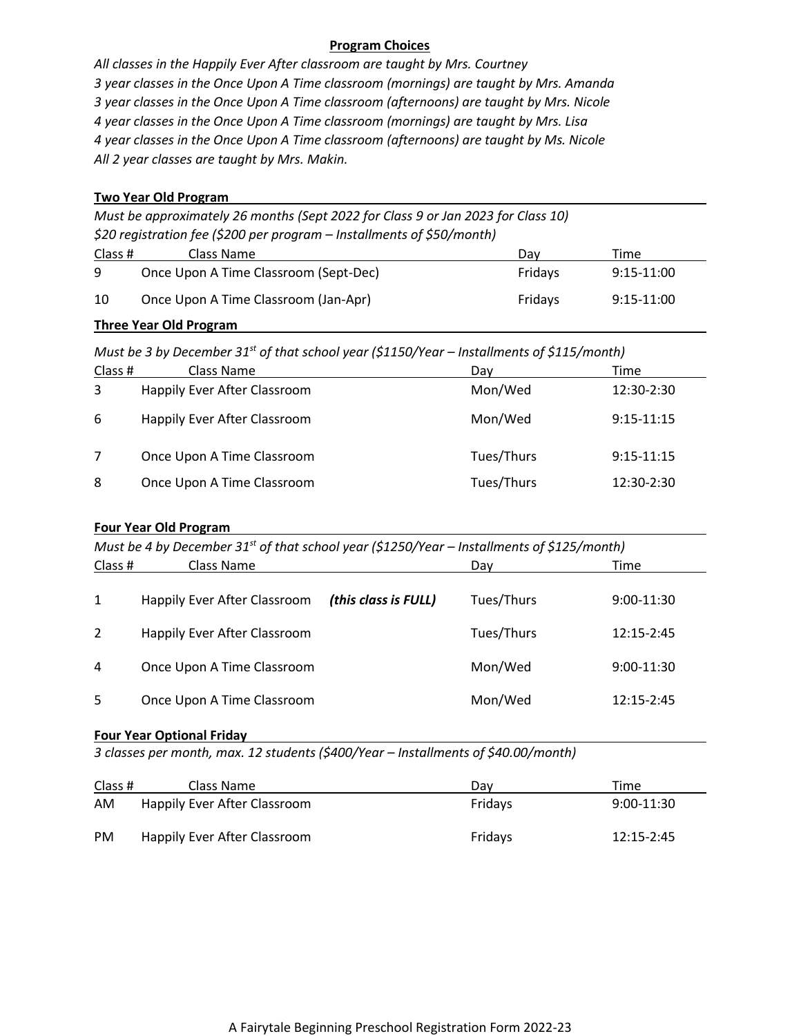## Program Choices

*All classes in the Happily Ever After classroom are taught by Mrs. Courtney*
*3 year classes in the Once Upon A Time classroom (mornings) are taught by Mrs. Amanda*
*3 year classes in the Once Upon A Time classroom (afternoons) are taught by Mrs. Nicole*
*4 year classes in the Once Upon A Time classroom (mornings) are taught by Mrs. Lisa*
*4 year classes in the Once Upon A Time classroom (afternoons) are taught by Ms. Nicole*
*All 2 year classes are taught by Mrs. Makin.*

### Two Year Old Program

*Must be approximately 26 months (Sept 2022 for Class 9 or Jan 2023 for Class 10)*
*$20 registration fee ($200 per program – Installments of $50/month)*

| Class # | Class Name | Day | Time |
|---|---|---|---|
| 9 | Once Upon A Time Classroom (Sept-Dec) | Fridays | 9:15-11:00 |
| 10 | Once Upon A Time Classroom (Jan-Apr) | Fridays | 9:15-11:00 |

### Three Year Old Program

*Must be 3 by December 31st of that school year ($1150/Year – Installments of $115/month)*

| Class # | Class Name | Day | Time |
|---|---|---|---|
| 3 | Happily Ever After Classroom | Mon/Wed | 12:30-2:30 |
| 6 | Happily Ever After Classroom | Mon/Wed | 9:15-11:15 |
| 7 | Once Upon A Time Classroom | Tues/Thurs | 9:15-11:15 |
| 8 | Once Upon A Time Classroom | Tues/Thurs | 12:30-2:30 |

### Four Year Old Program

*Must be 4 by December 31st of that school year ($1250/Year – Installments of $125/month)*

| Class # | Class Name | Day | Time |
|---|---|---|---|
| 1 | Happily Ever After Classroom ***(this class is FULL)*** | Tues/Thurs | 9:00-11:30 |
| 2 | Happily Ever After Classroom | Tues/Thurs | 12:15-2:45 |
| 4 | Once Upon A Time Classroom | Mon/Wed | 9:00-11:30 |
| 5 | Once Upon A Time Classroom | Mon/Wed | 12:15-2:45 |

### Four Year Optional Friday

*3 classes per month, max. 12 students ($400/Year – Installments of $40.00/month)*

| Class # | Class Name | Day | Time |
|---|---|---|---|
| AM | Happily Ever After Classroom | Fridays | 9:00-11:30 |
| PM | Happily Ever After Classroom | Fridays | 12:15-2:45 |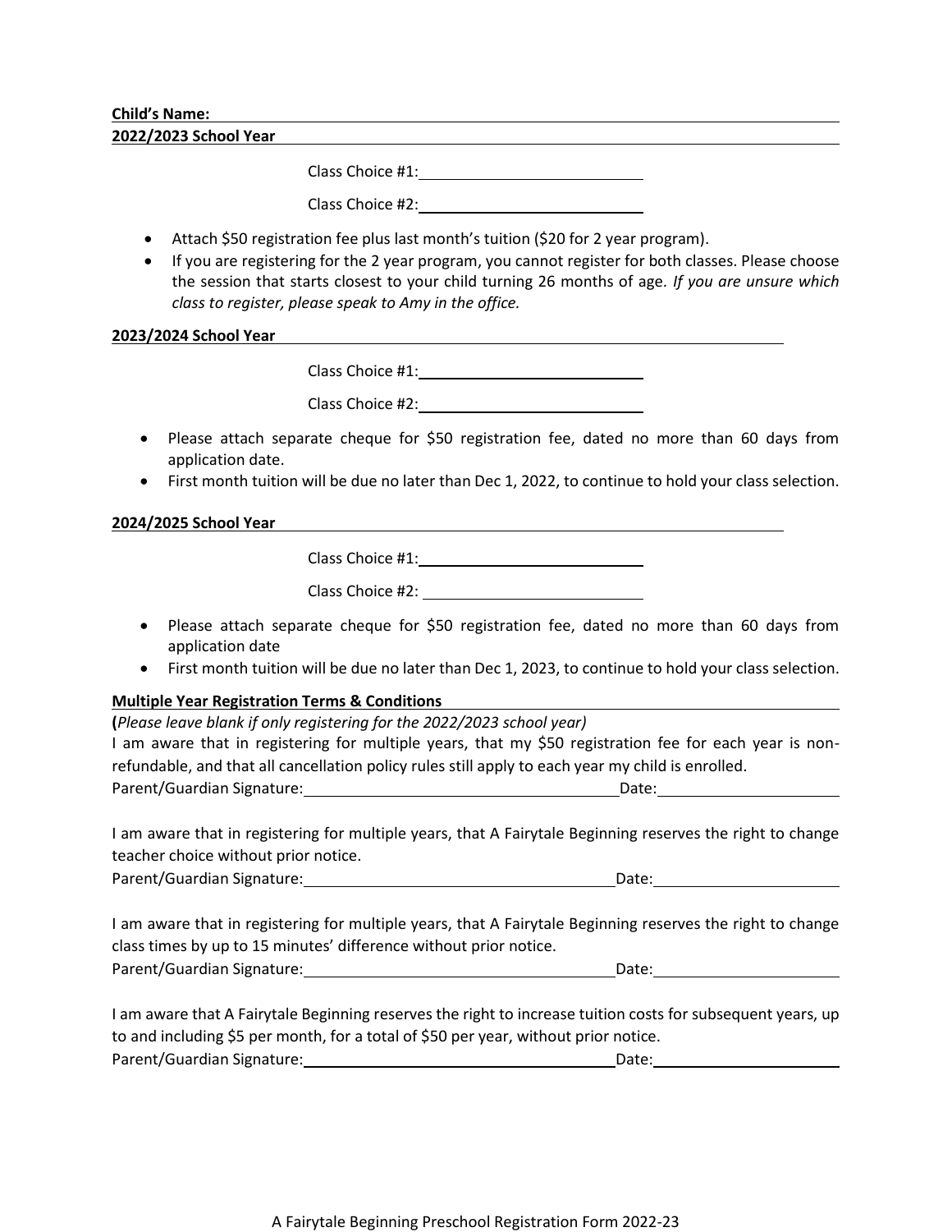**Child's Name:** \_\_\_\_\_\_\_\_\_\_\_\_\_\_\_\_\_\_\_\_\_\_\_\_\_\_\_\_\_\_

**2022/2023 School Year**

Class Choice #1: \_\_\_\_\_\_\_\_\_\_\_\_\_\_\_\_\_\_\_\_\_\_\_\_

Class Choice #2: \_\_\_\_\_\_\_\_\_\_\_\_\_\_\_\_\_\_\_\_\_\_\_\_

- Attach $50 registration fee plus last month's tuition ($20 for 2 year program).
- If you are registering for the 2 year program, you cannot register for both classes. Please choose the session that starts closest to your child turning 26 months of age. *If you are unsure which class to register, please speak to Amy in the office.*

**2023/2024 School Year**

Class Choice #1: \_\_\_\_\_\_\_\_\_\_\_\_\_\_\_\_\_\_\_\_\_\_\_\_

Class Choice #2: \_\_\_\_\_\_\_\_\_\_\_\_\_\_\_\_\_\_\_\_\_\_\_\_

- Please attach separate cheque for $50 registration fee, dated no more than 60 days from application date.
- First month tuition will be due no later than Dec 1, 2022, to continue to hold your class selection.

**2024/2025 School Year**

Class Choice #1: \_\_\_\_\_\_\_\_\_\_\_\_\_\_\_\_\_\_\_\_\_\_\_\_

Class Choice #2: \_\_\_\_\_\_\_\_\_\_\_\_\_\_\_\_\_\_\_\_\_\_\_\_

- Please attach separate cheque for $50 registration fee, dated no more than 60 days from application date
- First month tuition will be due no later than Dec 1, 2023, to continue to hold your class selection.

**Multiple Year Registration Terms & Conditions**

(*Please leave blank if only registering for the 2022/2023 school year)*

I am aware that in registering for multiple years, that my $50 registration fee for each year is non-refundable, and that all cancellation policy rules still apply to each year my child is enrolled.

Parent/Guardian Signature: \_\_\_\_\_\_\_\_\_\_\_\_\_\_\_\_\_\_\_\_\_\_\_\_ Date: \_\_\_\_\_\_\_\_\_\_\_\_\_\_\_\_

I am aware that in registering for multiple years, that A Fairytale Beginning reserves the right to change teacher choice without prior notice.

Parent/Guardian Signature: \_\_\_\_\_\_\_\_\_\_\_\_\_\_\_\_\_\_\_\_\_\_\_\_ Date: \_\_\_\_\_\_\_\_\_\_\_\_\_\_\_\_

I am aware that in registering for multiple years, that A Fairytale Beginning reserves the right to change class times by up to 15 minutes' difference without prior notice.

Parent/Guardian Signature: \_\_\_\_\_\_\_\_\_\_\_\_\_\_\_\_\_\_\_\_\_\_\_\_ Date: \_\_\_\_\_\_\_\_\_\_\_\_\_\_\_\_

I am aware that A Fairytale Beginning reserves the right to increase tuition costs for subsequent years, up to and including $5 per month, for a total of $50 per year, without prior notice.

Parent/Guardian Signature: \_\_\_\_\_\_\_\_\_\_\_\_\_\_\_\_\_\_\_\_\_\_\_\_ Date: \_\_\_\_\_\_\_\_\_\_\_\_\_\_\_\_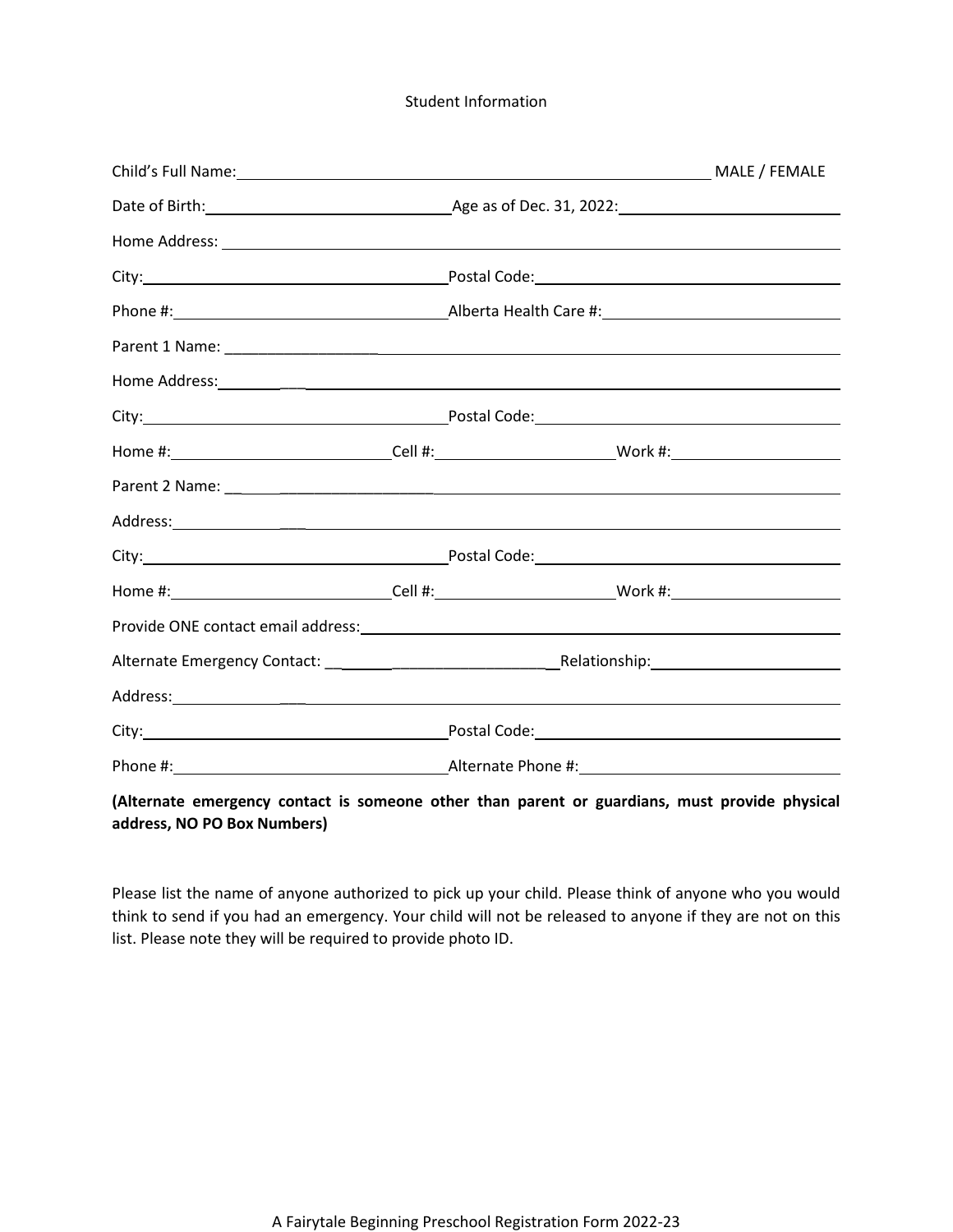## Student Information

Child's Full Name: ______________________________________________ MALE / FEMALE

Date of Birth: __________________________ Age as of Dec. 31, 2022: ______________________

Home Address: ________________________________________________________________

City: _________________________________ Postal Code: ________________________________

Phone #: ______________________________ Alberta Health Care #: _________________________

Parent 1 Name: ________________________________________________________________

Home Address: ________________________________________________________________

City: _________________________________ Postal Code: ________________________________

Home #: _______________________ Cell #: ____________________ Work #: __________________

Parent 2 Name: ________________________________________________________________

Address: _____________________________________________________________________

City: _________________________________ Postal Code: ________________________________

Home #: _______________________ Cell #: ____________________ Work #: __________________

Provide ONE contact email address: ______________________________________________

Alternate Emergency Contact: ___________________________ Relationship: ____________________

Address: _____________________________________________________________________

City: _________________________________ Postal Code: ________________________________

Phone #: ______________________________ Alternate Phone #: ____________________________

**(Alternate emergency contact is someone other than parent or guardians, must provide physical address, NO PO Box Numbers)**

Please list the name of anyone authorized to pick up your child. Please think of anyone who you would think to send if you had an emergency. Your child will not be released to anyone if they are not on this list. Please note they will be required to provide photo ID.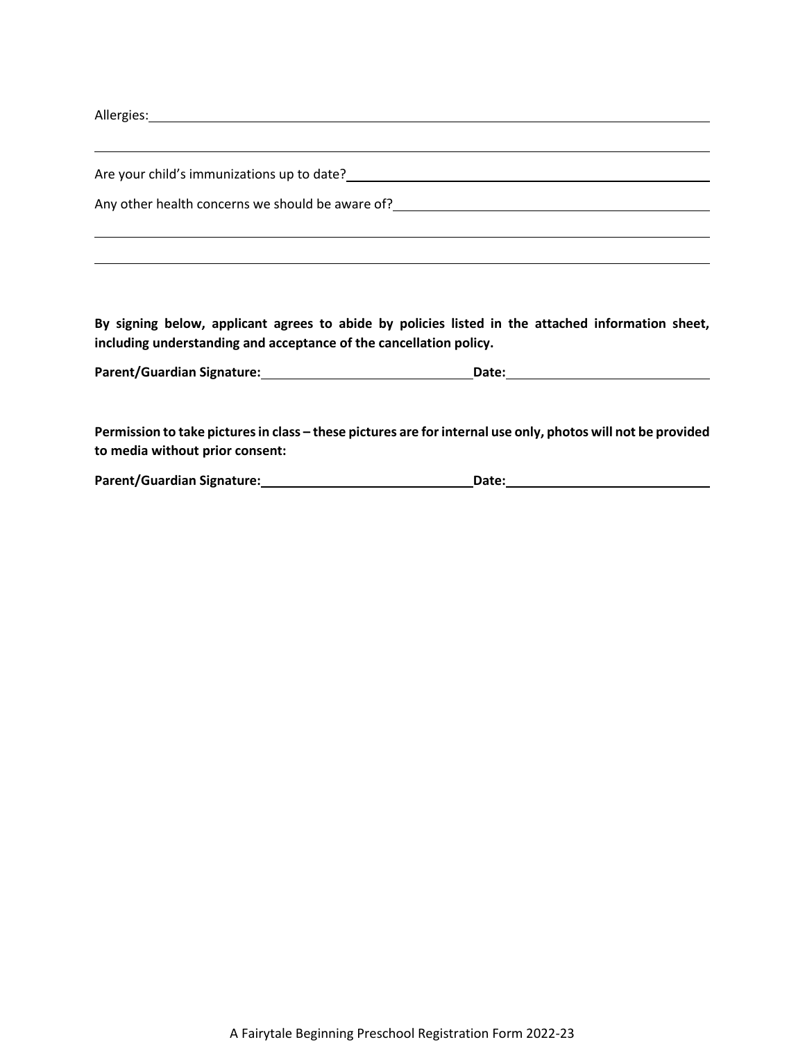Allergies: ______________________________________________________________________

______________________________________________________________________

Are your child's immunizations up to date? ______________________________________________

Any other health concerns we should be aware of? ______________________________________

______________________________________________________________________

______________________________________________________________________

**By signing below, applicant agrees to abide by policies listed in the attached information sheet, including understanding and acceptance of the cancellation policy.**

**Parent/Guardian Signature:** ______________________________ **Date:** ______________________________

**Permission to take pictures in class – these pictures are for internal use only, photos will not be provided to media without prior consent:**

**Parent/Guardian Signature:** ______________________________ **Date:** ______________________________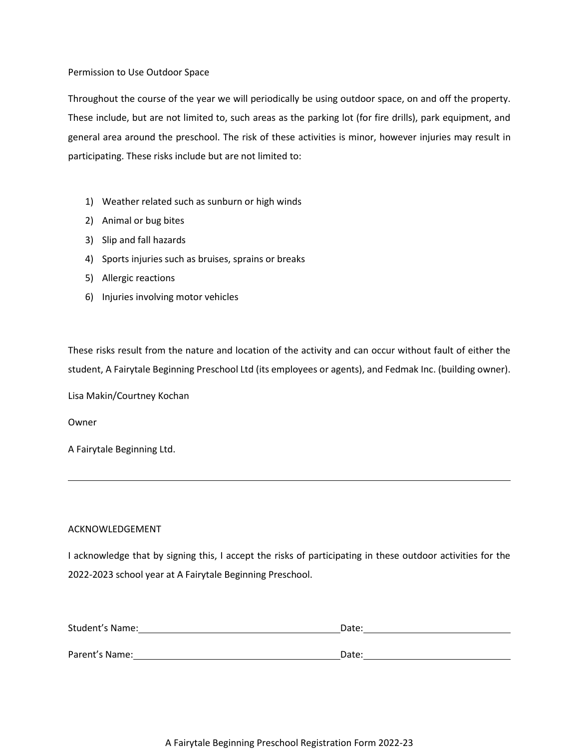## Permission to Use Outdoor Space

Throughout the course of the year we will periodically be using outdoor space, on and off the property. These include, but are not limited to, such areas as the parking lot (for fire drills), park equipment, and general area around the preschool. The risk of these activities is minor, however injuries may result in participating. These risks include but are not limited to:

1) Weather related such as sunburn or high winds
2) Animal or bug bites
3) Slip and fall hazards
4) Sports injuries such as bruises, sprains or breaks
5) Allergic reactions
6) Injuries involving motor vehicles

These risks result from the nature and location of the activity and can occur without fault of either the student, A Fairytale Beginning Preschool Ltd (its employees or agents), and Fedmak Inc. (building owner).

Lisa Makin/Courtney Kochan

Owner

A Fairytale Beginning Ltd.

---

## ACKNOWLEDGEMENT

I acknowledge that by signing this, I accept the risks of participating in these outdoor activities for the 2022-2023 school year at A Fairytale Beginning Preschool.

Student's Name:________________________________ Date:______________________

Parent's Name:________________________________ Date:______________________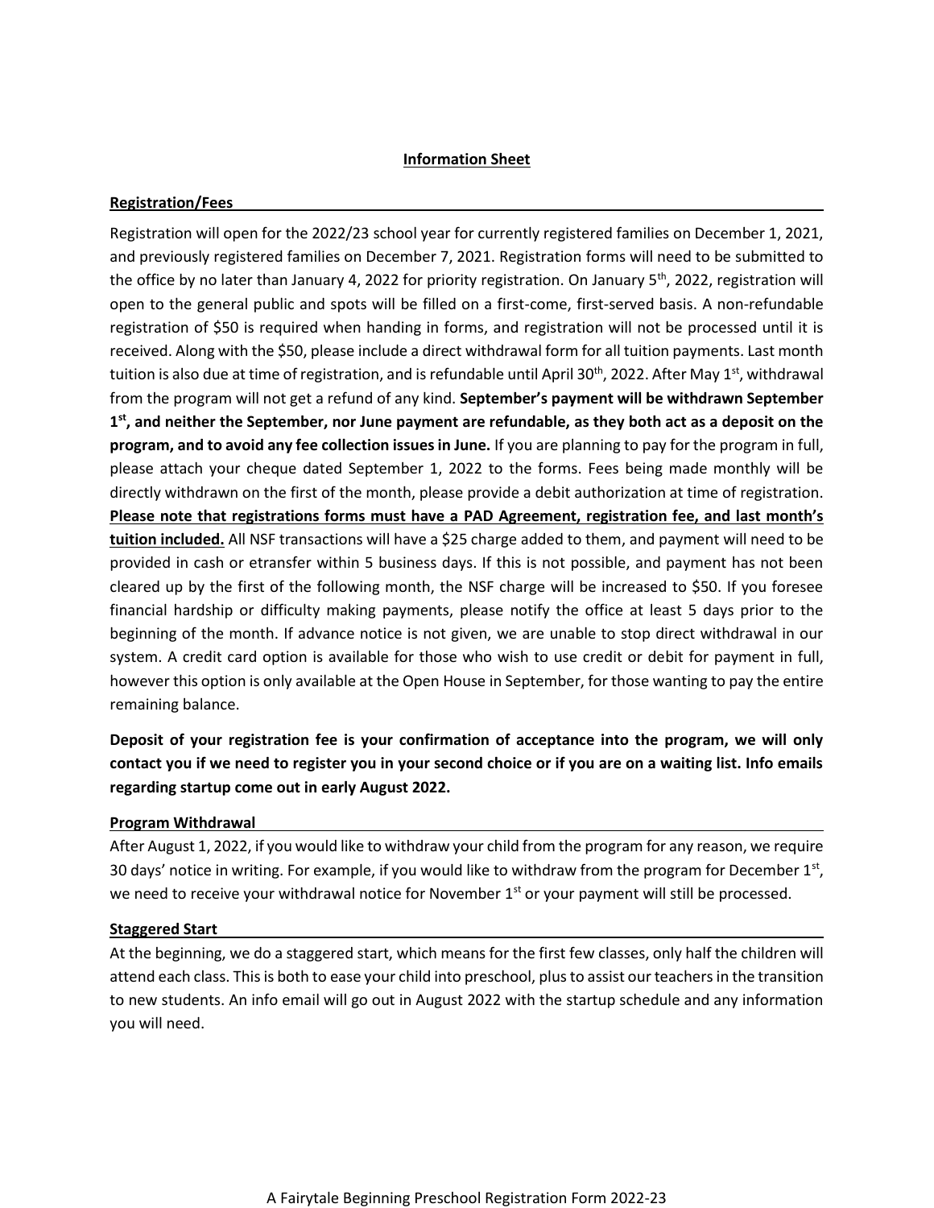## Information Sheet

### Registration/Fees

Registration will open for the 2022/23 school year for currently registered families on December 1, 2021, and previously registered families on December 7, 2021. Registration forms will need to be submitted to the office by no later than January 4, 2022 for priority registration. On January 5th, 2022, registration will open to the general public and spots will be filled on a first-come, first-served basis. A non-refundable registration of $50 is required when handing in forms, and registration will not be processed until it is received. Along with the $50, please include a direct withdrawal form for all tuition payments. Last month tuition is also due at time of registration, and is refundable until April 30th, 2022. After May 1st, withdrawal from the program will not get a refund of any kind. **September's payment will be withdrawn September 1st, and neither the September, nor June payment are refundable, as they both act as a deposit on the program, and to avoid any fee collection issues in June.** If you are planning to pay for the program in full, please attach your cheque dated September 1, 2022 to the forms. Fees being made monthly will be directly withdrawn on the first of the month, please provide a debit authorization at time of registration. **Please note that registrations forms must have a PAD Agreement, registration fee, and last month's tuition included.** All NSF transactions will have a $25 charge added to them, and payment will need to be provided in cash or etransfer within 5 business days. If this is not possible, and payment has not been cleared up by the first of the following month, the NSF charge will be increased to $50. If you foresee financial hardship or difficulty making payments, please notify the office at least 5 days prior to the beginning of the month. If advance notice is not given, we are unable to stop direct withdrawal in our system. A credit card option is available for those who wish to use credit or debit for payment in full, however this option is only available at the Open House in September, for those wanting to pay the entire remaining balance.

**Deposit of your registration fee is your confirmation of acceptance into the program, we will only contact you if we need to register you in your second choice or if you are on a waiting list. Info emails regarding startup come out in early August 2022.**

### Program Withdrawal

After August 1, 2022, if you would like to withdraw your child from the program for any reason, we require 30 days' notice in writing. For example, if you would like to withdraw from the program for December 1st, we need to receive your withdrawal notice for November 1st or your payment will still be processed.

### Staggered Start

At the beginning, we do a staggered start, which means for the first few classes, only half the children will attend each class. This is both to ease your child into preschool, plus to assist our teachers in the transition to new students. An info email will go out in August 2022 with the startup schedule and any information you will need.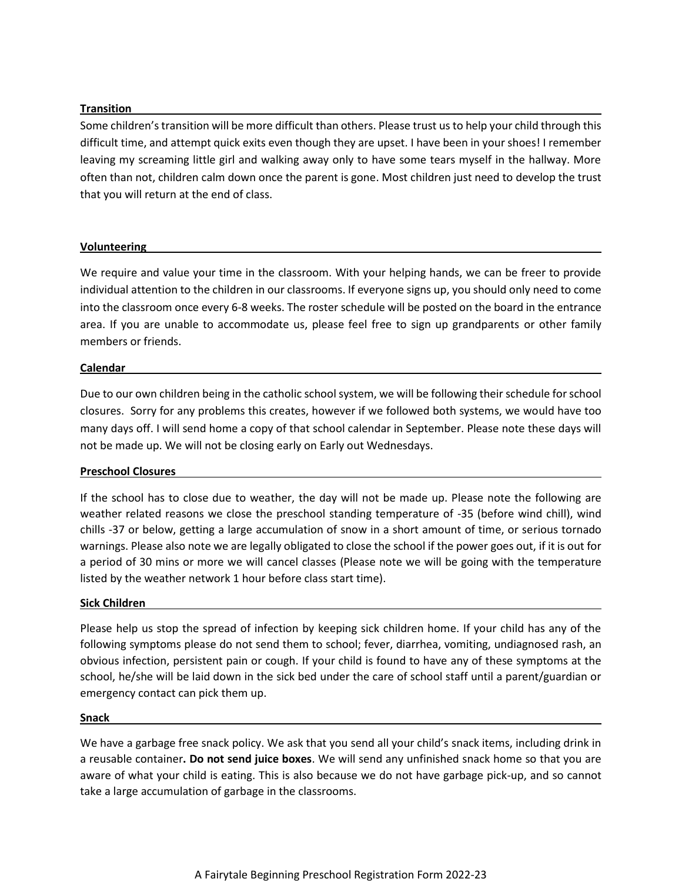**Transition**

Some children's transition will be more difficult than others. Please trust us to help your child through this difficult time, and attempt quick exits even though they are upset. I have been in your shoes! I remember leaving my screaming little girl and walking away only to have some tears myself in the hallway. More often than not, children calm down once the parent is gone. Most children just need to develop the trust that you will return at the end of class.

**Volunteering**

We require and value your time in the classroom. With your helping hands, we can be freer to provide individual attention to the children in our classrooms. If everyone signs up, you should only need to come into the classroom once every 6-8 weeks. The roster schedule will be posted on the board in the entrance area. If you are unable to accommodate us, please feel free to sign up grandparents or other family members or friends.

**Calendar**

Due to our own children being in the catholic school system, we will be following their schedule for school closures. Sorry for any problems this creates, however if we followed both systems, we would have too many days off. I will send home a copy of that school calendar in September. Please note these days will not be made up. We will not be closing early on Early out Wednesdays.

**Preschool Closures**

If the school has to close due to weather, the day will not be made up. Please note the following are weather related reasons we close the preschool standing temperature of -35 (before wind chill), wind chills -37 or below, getting a large accumulation of snow in a short amount of time, or serious tornado warnings. Please also note we are legally obligated to close the school if the power goes out, if it is out for a period of 30 mins or more we will cancel classes (Please note we will be going with the temperature listed by the weather network 1 hour before class start time).

**Sick Children**

Please help us stop the spread of infection by keeping sick children home. If your child has any of the following symptoms please do not send them to school; fever, diarrhea, vomiting, undiagnosed rash, an obvious infection, persistent pain or cough. If your child is found to have any of these symptoms at the school, he/she will be laid down in the sick bed under the care of school staff until a parent/guardian or emergency contact can pick them up.

**Snack**

We have a garbage free snack policy. We ask that you send all your child's snack items, including drink in a reusable container**. Do not send juice boxes**. We will send any unfinished snack home so that you are aware of what your child is eating. This is also because we do not have garbage pick-up, and so cannot take a large accumulation of garbage in the classrooms.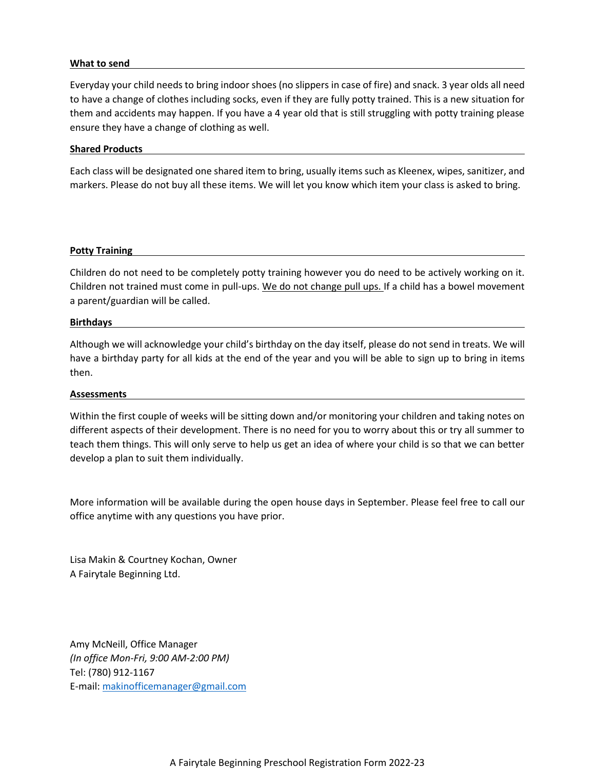**What to send**

Everyday your child needs to bring indoor shoes (no slippers in case of fire) and snack. 3 year olds all need to have a change of clothes including socks, even if they are fully potty trained. This is a new situation for them and accidents may happen. If you have a 4 year old that is still struggling with potty training please ensure they have a change of clothing as well.

**Shared Products**

Each class will be designated one shared item to bring, usually items such as Kleenex, wipes, sanitizer, and markers. Please do not buy all these items. We will let you know which item your class is asked to bring.

**Potty Training**

Children do not need to be completely potty training however you do need to be actively working on it. Children not trained must come in pull-ups. <u>We do not change pull ups.</u> If a child has a bowel movement a parent/guardian will be called.

**Birthdays**

Although we will acknowledge your child's birthday on the day itself, please do not send in treats. We will have a birthday party for all kids at the end of the year and you will be able to sign up to bring in items then.

**Assessments**

Within the first couple of weeks will be sitting down and/or monitoring your children and taking notes on different aspects of their development. There is no need for you to worry about this or try all summer to teach them things. This will only serve to help us get an idea of where your child is so that we can better develop a plan to suit them individually.

More information will be available during the open house days in September. Please feel free to call our office anytime with any questions you have prior.

Lisa Makin & Courtney Kochan, Owner
A Fairytale Beginning Ltd.

Amy McNeill, Office Manager
*(In office Mon-Fri, 9:00 AM-2:00 PM)*
Tel: (780) 912-1167
E-mail: makinofficemanager@gmail.com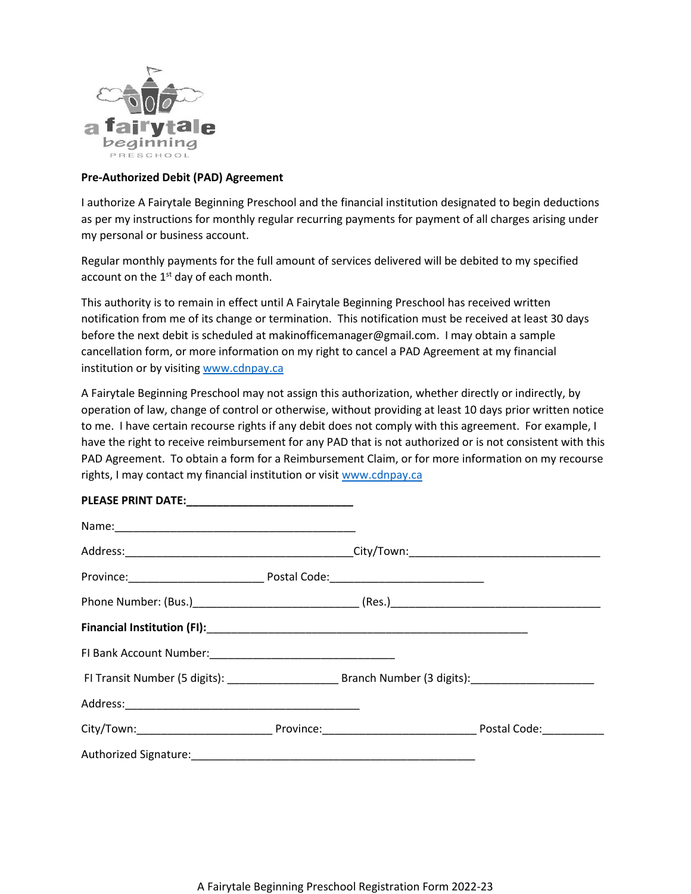**Pre-Authorized Debit (PAD) Agreement**

I authorize A Fairytale Beginning Preschool and the financial institution designated to begin deductions as per my instructions for monthly regular recurring payments for payment of all charges arising under my personal or business account.

Regular monthly payments for the full amount of services delivered will be debited to my specified account on the 1st day of each month.

This authority is to remain in effect until A Fairytale Beginning Preschool has received written notification from me of its change or termination. This notification must be received at least 30 days before the next debit is scheduled at makinofficemanager@gmail.com. I may obtain a sample cancellation form, or more information on my right to cancel a PAD Agreement at my financial institution or by visiting www.cdnpay.ca

A Fairytale Beginning Preschool may not assign this authorization, whether directly or indirectly, by operation of law, change of control or otherwise, without providing at least 10 days prior written notice to me. I have certain recourse rights if any debit does not comply with this agreement. For example, I have the right to receive reimbursement for any PAD that is not authorized or is not consistent with this PAD Agreement. To obtain a form for a Reimbursement Claim, or for more information on my recourse rights, I may contact my financial institution or visit www.cdnpay.ca

**PLEASE PRINT DATE:**___________________________

Name:_______________________________________

Address:_____________________________________City/Town:______________________________

Province:______________________ Postal Code:_________________________

Phone Number: (Bus.)__________________________ (Res.)__________________________________

**Financial Institution (FI):**____________________________________________________

FI Bank Account Number:______________________________

FI Transit Number (5 digits): __________________ Branch Number (3 digits):____________________

Address:______________________________________

City/Town:______________________ Province:_________________________ Postal Code:__________

Authorized Signature:______________________________________________